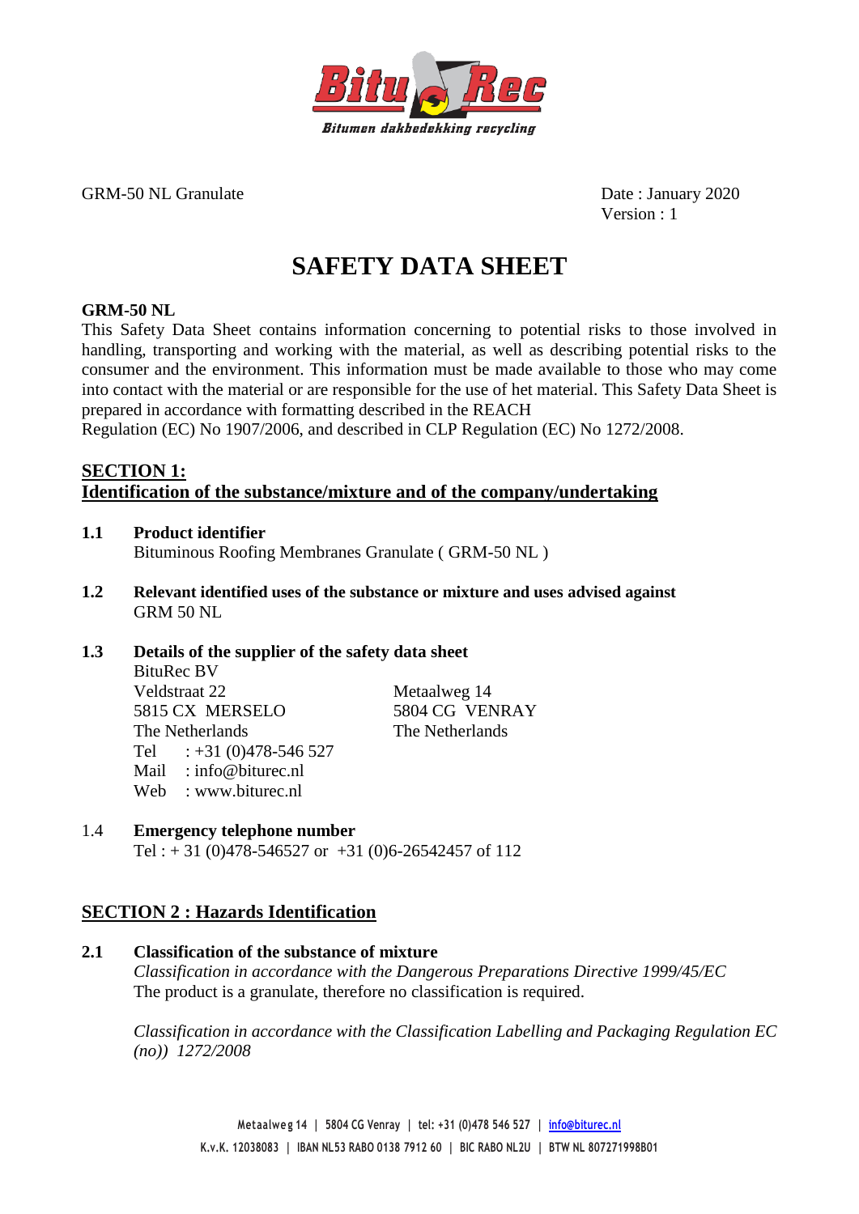GRM-50 NL Granulate

Date : January 2020
Version : 1

# SAFETY DATA SHEET

**GRM-50 NL**

This Safety Data Sheet contains information concerning to potential risks to those involved in handling, transporting and working with the material, as well as describing potential risks to the consumer and the environment. This information must be made available to those who may come into contact with the material or are responsible for the use of het material. This Safety Data Sheet is prepared in accordance with formatting described in the REACH Regulation (EC) No 1907/2006, and described in CLP Regulation (EC) No 1272/2008.

## SECTION 1: Identification of the substance/mixture and of the company/undertaking

**1.1 Product identifier**

Bituminous Roofing Membranes Granulate ( GRM-50 NL )

**1.2 Relevant identified uses of the substance or mixture and uses advised against**

GRM 50 NL

**1.3 Details of the supplier of the safety data sheet**

BituRec BV
Veldstraat 22
5815 CX MERSELO
The Netherlands

Metaalweg 14
5804 CG VENRAY
The Netherlands

Tel : +31 (0)478-546 527
Mail : info@biturec.nl
Web : www.biturec.nl

1.4 **Emergency telephone number**

Tel : + 31 (0)478-546527 or +31 (0)6-26542457 of 112

## SECTION 2 : Hazards Identification

**2.1 Classification of the substance of mixture**

*Classification in accordance with the Dangerous Preparations Directive 1999/45/EC*

The product is a granulate, therefore no classification is required.

*Classification in accordance with the Classification Labelling and Packaging Regulation EC (no)) 1272/2008*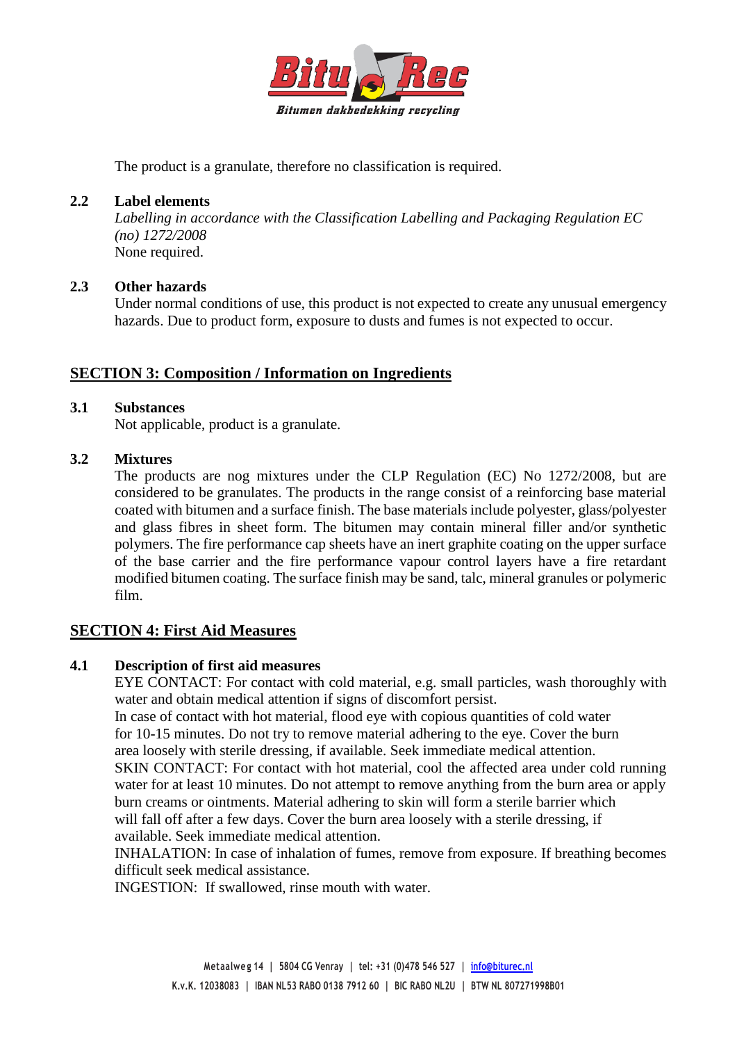The product is a granulate, therefore no classification is required.

### 2.2 Label elements

*Labelling in accordance with the Classification Labelling and Packaging Regulation EC (no) 1272/2008*

None required.

### 2.3 Other hazards

Under normal conditions of use, this product is not expected to create any unusual emergency hazards. Due to product form, exposure to dusts and fumes is not expected to occur.

## SECTION 3: Composition / Information on Ingredients

### 3.1 Substances

Not applicable, product is a granulate.

### 3.2 Mixtures

The products are nog mixtures under the CLP Regulation (EC) No 1272/2008, but are considered to be granulates. The products in the range consist of a reinforcing base material coated with bitumen and a surface finish. The base materials include polyester, glass/polyester and glass fibres in sheet form. The bitumen may contain mineral filler and/or synthetic polymers. The fire performance cap sheets have an inert graphite coating on the upper surface of the base carrier and the fire performance vapour control layers have a fire retardant modified bitumen coating. The surface finish may be sand, talc, mineral granules or polymeric film.

## SECTION 4: First Aid Measures

### 4.1 Description of first aid measures

EYE CONTACT: For contact with cold material, e.g. small particles, wash thoroughly with water and obtain medical attention if signs of discomfort persist.

In case of contact with hot material, flood eye with copious quantities of cold water for 10-15 minutes. Do not try to remove material adhering to the eye. Cover the burn area loosely with sterile dressing, if available. Seek immediate medical attention.

SKIN CONTACT: For contact with hot material, cool the affected area under cold running water for at least 10 minutes. Do not attempt to remove anything from the burn area or apply burn creams or ointments. Material adhering to skin will form a sterile barrier which will fall off after a few days. Cover the burn area loosely with a sterile dressing, if available. Seek immediate medical attention.

INHALATION: In case of inhalation of fumes, remove from exposure. If breathing becomes difficult seek medical assistance.

INGESTION: If swallowed, rinse mouth with water.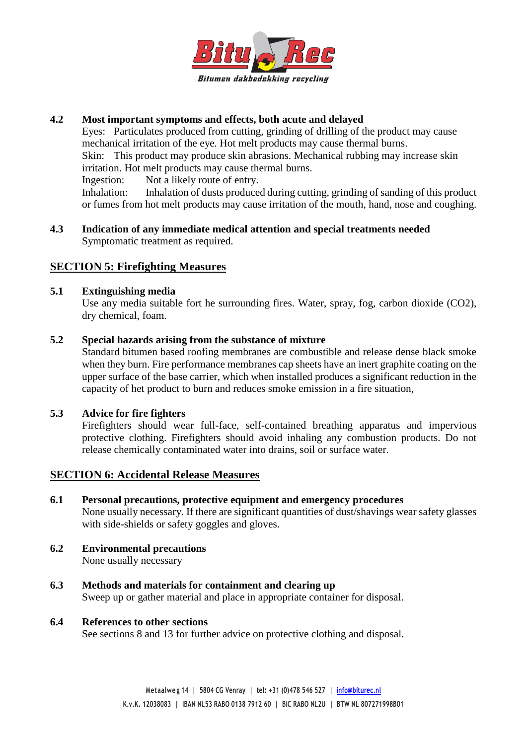**4.2 Most important symptoms and effects, both acute and delayed**

Eyes: Particulates produced from cutting, grinding of drilling of the product may cause mechanical irritation of the eye. Hot melt products may cause thermal burns.

Skin: This product may produce skin abrasions. Mechanical rubbing may increase skin irritation. Hot melt products may cause thermal burns.

Ingestion: Not a likely route of entry.

Inhalation: Inhalation of dusts produced during cutting, grinding of sanding of this product or fumes from hot melt products may cause irritation of the mouth, hand, nose and coughing.

**4.3 Indication of any immediate medical attention and special treatments needed**

Symptomatic treatment as required.

## SECTION 5: Firefighting Measures

**5.1 Extinguishing media**

Use any media suitable fort he surrounding fires. Water, spray, fog, carbon dioxide ($CO_2$), dry chemical, foam.

**5.2 Special hazards arising from the substance of mixture**

Standard bitumen based roofing membranes are combustible and release dense black smoke when they burn. Fire performance membranes cap sheets have an inert graphite coating on the upper surface of the base carrier, which when installed produces a significant reduction in the capacity of het product to burn and reduces smoke emission in a fire situation,

**5.3 Advice for fire fighters**

Firefighters should wear full-face, self-contained breathing apparatus and impervious protective clothing. Firefighters should avoid inhaling any combustion products. Do not release chemically contaminated water into drains, soil or surface water.

## SECTION 6: Accidental Release Measures

**6.1 Personal precautions, protective equipment and emergency procedures**

None usually necessary. If there are significant quantities of dust/shavings wear safety glasses with side-shields or safety goggles and gloves.

**6.2 Environmental precautions**

None usually necessary

**6.3 Methods and materials for containment and clearing up**

Sweep up or gather material and place in appropriate container for disposal.

**6.4 References to other sections**

See sections 8 and 13 for further advice on protective clothing and disposal.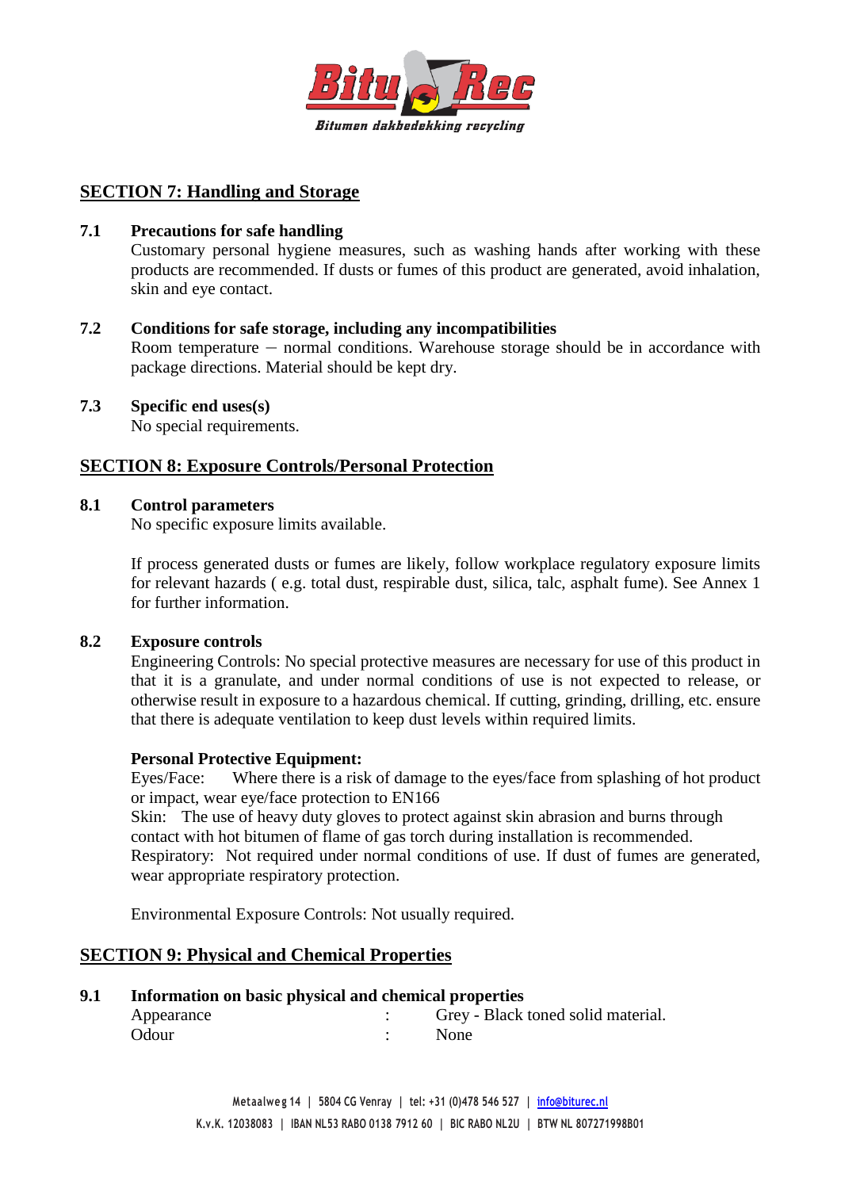## SECTION 7: Handling and Storage

### 7.1 Precautions for safe handling

Customary personal hygiene measures, such as washing hands after working with these products are recommended. If dusts or fumes of this product are generated, avoid inhalation, skin and eye contact.

### 7.2 Conditions for safe storage, including any incompatibilities

Room temperature – normal conditions. Warehouse storage should be in accordance with package directions. Material should be kept dry.

### 7.3 Specific end uses(s)

No special requirements.

## SECTION 8: Exposure Controls/Personal Protection

### 8.1 Control parameters

No specific exposure limits available.

If process generated dusts or fumes are likely, follow workplace regulatory exposure limits for relevant hazards ( e.g. total dust, respirable dust, silica, talc, asphalt fume). See Annex 1 for further information.

### 8.2 Exposure controls

Engineering Controls: No special protective measures are necessary for use of this product in that it is a granulate, and under normal conditions of use is not expected to release, or otherwise result in exposure to a hazardous chemical. If cutting, grinding, drilling, etc. ensure that there is adequate ventilation to keep dust levels within required limits.

**Personal Protective Equipment:**

Eyes/Face: Where there is a risk of damage to the eyes/face from splashing of hot product or impact, wear eye/face protection to EN166

Skin: The use of heavy duty gloves to protect against skin abrasion and burns through contact with hot bitumen of flame of gas torch during installation is recommended.

Respiratory: Not required under normal conditions of use. If dust of fumes are generated, wear appropriate respiratory protection.

Environmental Exposure Controls: Not usually required.

## SECTION 9: Physical and Chemical Properties

### 9.1 Information on basic physical and chemical properties

| | | |
|---|---|---|
| Appearance | : | Grey - Black toned solid material. |
| Odour | : | None |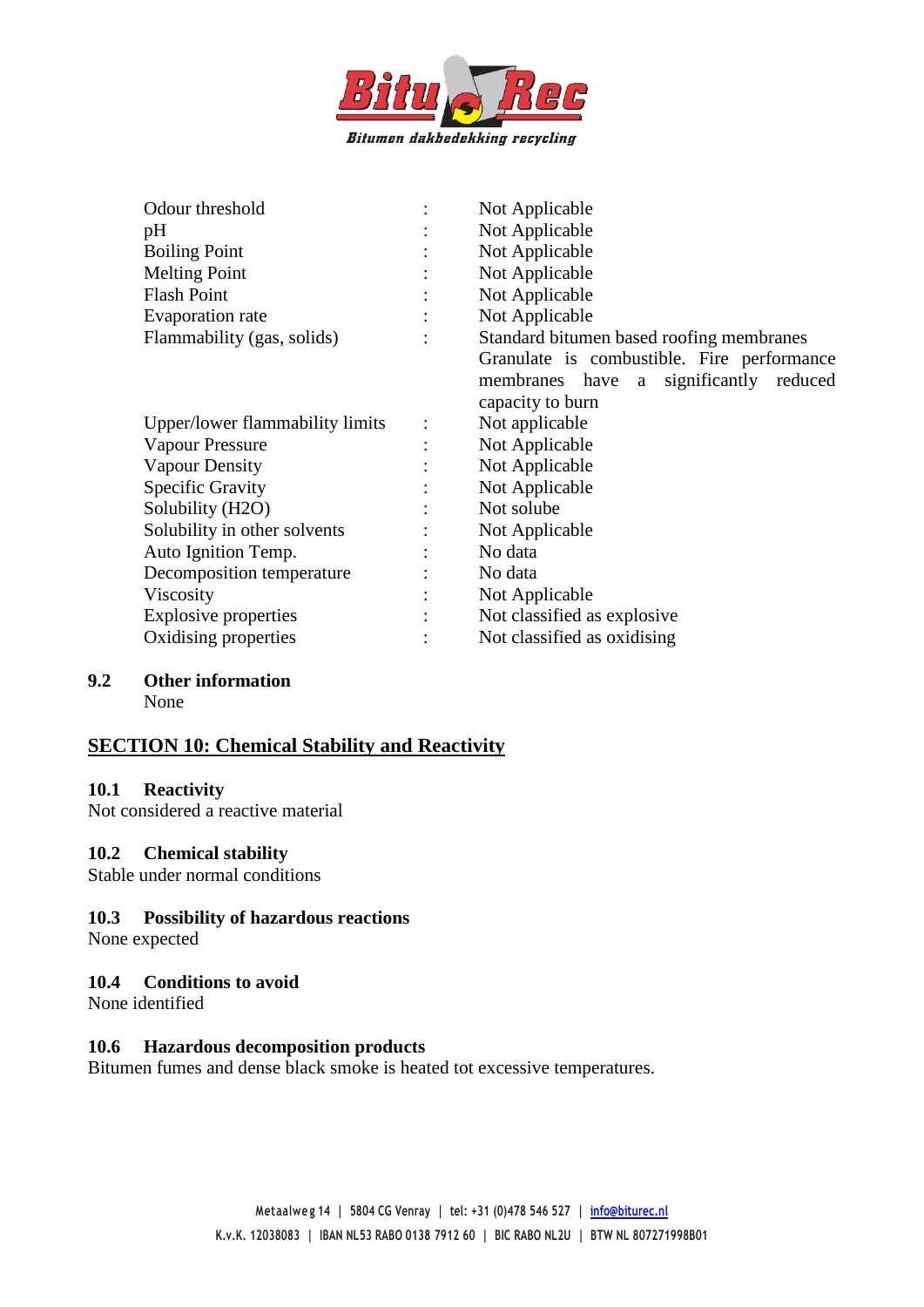| | | |
|---|---|---|
| Odour threshold | : | Not Applicable |
| pH | : | Not Applicable |
| Boiling Point | : | Not Applicable |
| Melting Point | : | Not Applicable |
| Flash Point | : | Not Applicable |
| Evaporation rate | : | Not Applicable |
| Flammability (gas, solids) | : | Standard bitumen based roofing membranes Granulate is combustible. Fire performance membranes have a significantly reduced capacity to burn |
| Upper/lower flammability limits | : | Not applicable |
| Vapour Pressure | : | Not Applicable |
| Vapour Density | : | Not Applicable |
| Specific Gravity | : | Not Applicable |
| Solubility (H2O) | : | Not solube |
| Solubility in other solvents | : | Not Applicable |
| Auto Ignition Temp. | : | No data |
| Decomposition temperature | : | No data |
| Viscosity | : | Not Applicable |
| Explosive properties | : | Not classified as explosive |
| Oxidising properties | : | Not classified as oxidising |

### 9.2 Other information

None

## SECTION 10: Chemical Stability and Reactivity

### 10.1 Reactivity

Not considered a reactive material

### 10.2 Chemical stability

Stable under normal conditions

### 10.3 Possibility of hazardous reactions

None expected

### 10.4 Conditions to avoid

None identified

### 10.6 Hazardous decomposition products

Bitumen fumes and dense black smoke is heated tot excessive temperatures.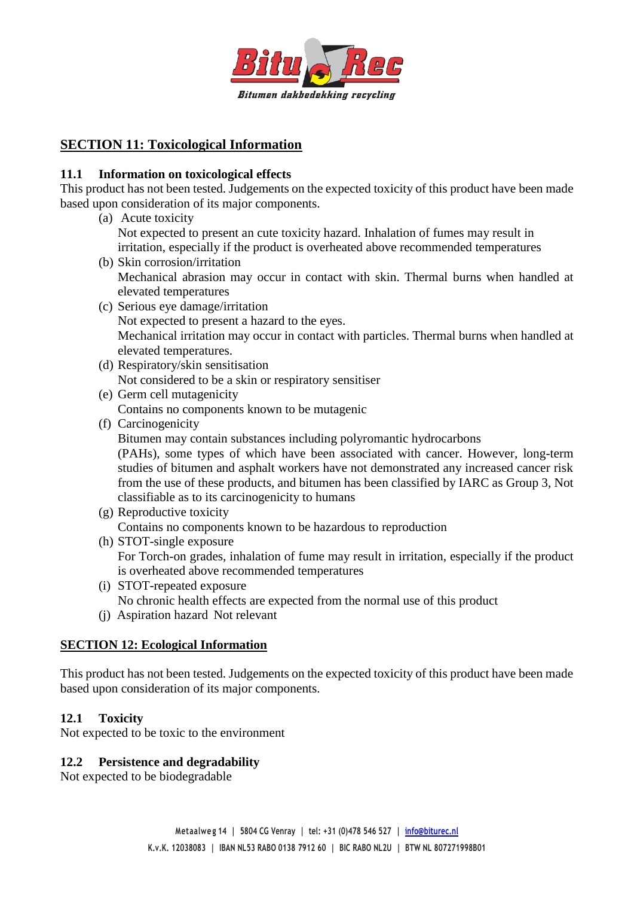## SECTION 11: Toxicological Information

### 11.1 Information on toxicological effects

This product has not been tested. Judgements on the expected toxicity of this product have been made based upon consideration of its major components.

(a) Acute toxicity
Not expected to present an cute toxicity hazard. Inhalation of fumes may result in irritation, especially if the product is overheated above recommended temperatures

(b) Skin corrosion/irritation
Mechanical abrasion may occur in contact with skin. Thermal burns when handled at elevated temperatures

(c) Serious eye damage/irritation
Not expected to present a hazard to the eyes.
Mechanical irritation may occur in contact with particles. Thermal burns when handled at elevated temperatures.

(d) Respiratory/skin sensitisation
Not considered to be a skin or respiratory sensitiser

(e) Germ cell mutagenicity
Contains no components known to be mutagenic

(f) Carcinogenicity
Bitumen may contain substances including polyromantic hydrocarbons (PAHs), some types of which have been associated with cancer. However, long-term studies of bitumen and asphalt workers have not demonstrated any increased cancer risk from the use of these products, and bitumen has been classified by IARC as Group 3, Not classifiable as to its carcinogenicity to humans

(g) Reproductive toxicity
Contains no components known to be hazardous to reproduction

(h) STOT-single exposure
For Torch-on grades, inhalation of fume may result in irritation, especially if the product is overheated above recommended temperatures

(i) STOT-repeated exposure
No chronic health effects are expected from the normal use of this product

(j) Aspiration hazard Not relevant

## SECTION 12: Ecological Information

This product has not been tested. Judgements on the expected toxicity of this product have been made based upon consideration of its major components.

### 12.1 Toxicity

Not expected to be toxic to the environment

### 12.2 Persistence and degradability

Not expected to be biodegradable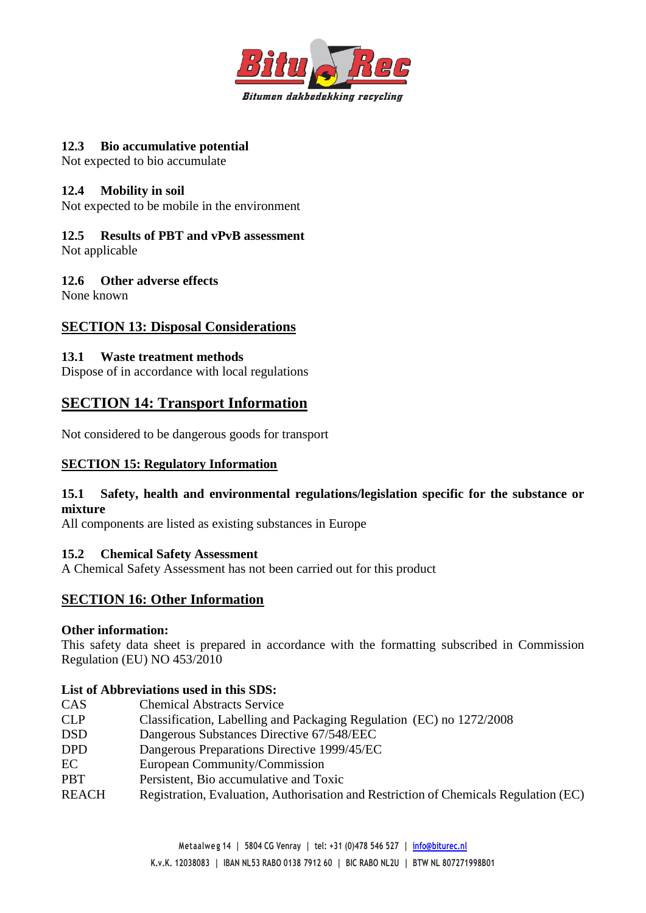### 12.3 Bio accumulative potential

Not expected to bio accumulate

### 12.4 Mobility in soil

Not expected to be mobile in the environment

### 12.5 Results of PBT and vPvB assessment

Not applicable

### 12.6 Other adverse effects

None known

## SECTION 13: Disposal Considerations

### 13.1 Waste treatment methods

Dispose of in accordance with local regulations

## SECTION 14: Transport Information

Not considered to be dangerous goods for transport

## SECTION 15: Regulatory Information

### 15.1 Safety, health and environmental regulations/legislation specific for the substance or mixture

All components are listed as existing substances in Europe

### 15.2 Chemical Safety Assessment

A Chemical Safety Assessment has not been carried out for this product

## SECTION 16: Other Information

**Other information:**

This safety data sheet is prepared in accordance with the formatting subscribed in Commission Regulation (EU) NO 453/2010

**List of Abbreviations used in this SDS:**

| | |
|---|---|
| CAS | Chemical Abstracts Service |
| CLP | Classification, Labelling and Packaging Regulation (EC) no 1272/2008 |
| DSD | Dangerous Substances Directive 67/548/EEC |
| DPD | Dangerous Preparations Directive 1999/45/EC |
| EC | European Community/Commission |
| PBT | Persistent, Bio accumulative and Toxic |
| REACH | Registration, Evaluation, Authorisation and Restriction of Chemicals Regulation (EC) |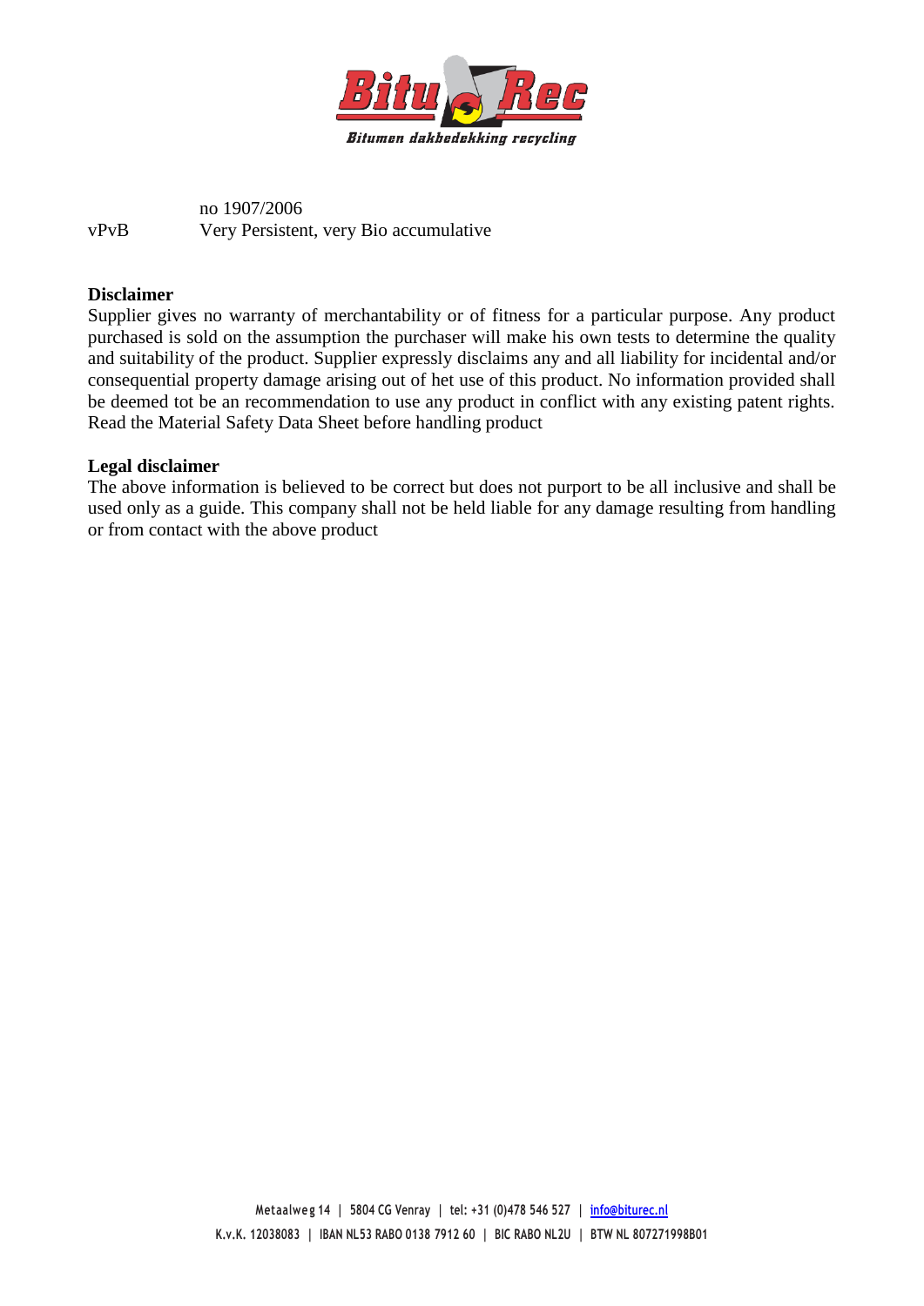no 1907/2006

vPvB Very Persistent, very Bio accumulative

**Disclaimer**

Supplier gives no warranty of merchantability or of fitness for a particular purpose. Any product purchased is sold on the assumption the purchaser will make his own tests to determine the quality and suitability of the product. Supplier expressly disclaims any and all liability for incidental and/or consequential property damage arising out of het use of this product. No information provided shall be deemed tot be an recommendation to use any product in conflict with any existing patent rights. Read the Material Safety Data Sheet before handling product

**Legal disclaimer**

The above information is believed to be correct but does not purport to be all inclusive and shall be used only as a guide. This company shall not be held liable for any damage resulting from handling or from contact with the above product